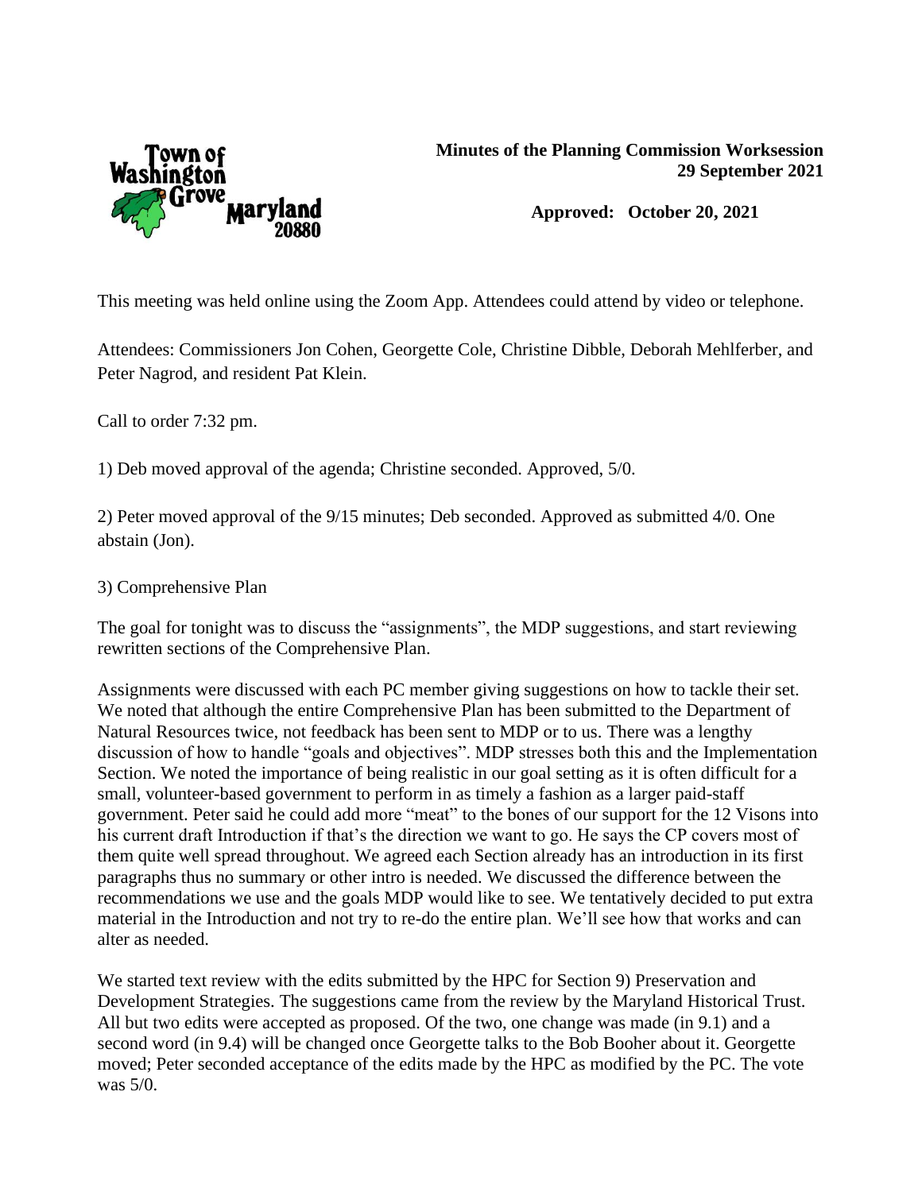Town of Washington Grove Maryland 20880

**Minutes of the Planning Commission Worksession**
**29 September 2021**

**Approved: October 20, 2021**

This meeting was held online using the Zoom App. Attendees could attend by video or telephone.

Attendees: Commissioners Jon Cohen, Georgette Cole, Christine Dibble, Deborah Mehlferber, and Peter Nagrod, and resident Pat Klein.

Call to order 7:32 pm.

1) Deb moved approval of the agenda; Christine seconded. Approved, 5/0.

2) Peter moved approval of the 9/15 minutes; Deb seconded. Approved as submitted 4/0. One abstain (Jon).

3) Comprehensive Plan

The goal for tonight was to discuss the "assignments", the MDP suggestions, and start reviewing rewritten sections of the Comprehensive Plan.

Assignments were discussed with each PC member giving suggestions on how to tackle their set. We noted that although the entire Comprehensive Plan has been submitted to the Department of Natural Resources twice, not feedback has been sent to MDP or to us. There was a lengthy discussion of how to handle "goals and objectives". MDP stresses both this and the Implementation Section. We noted the importance of being realistic in our goal setting as it is often difficult for a small, volunteer-based government to perform in as timely a fashion as a larger paid-staff government. Peter said he could add more "meat" to the bones of our support for the 12 Visons into his current draft Introduction if that's the direction we want to go. He says the CP covers most of them quite well spread throughout. We agreed each Section already has an introduction in its first paragraphs thus no summary or other intro is needed. We discussed the difference between the recommendations we use and the goals MDP would like to see. We tentatively decided to put extra material in the Introduction and not try to re-do the entire plan. We'll see how that works and can alter as needed.

We started text review with the edits submitted by the HPC for Section 9) Preservation and Development Strategies. The suggestions came from the review by the Maryland Historical Trust. All but two edits were accepted as proposed. Of the two, one change was made (in 9.1) and a second word (in 9.4) will be changed once Georgette talks to the Bob Booher about it. Georgette moved; Peter seconded acceptance of the edits made by the HPC as modified by the PC. The vote was 5/0.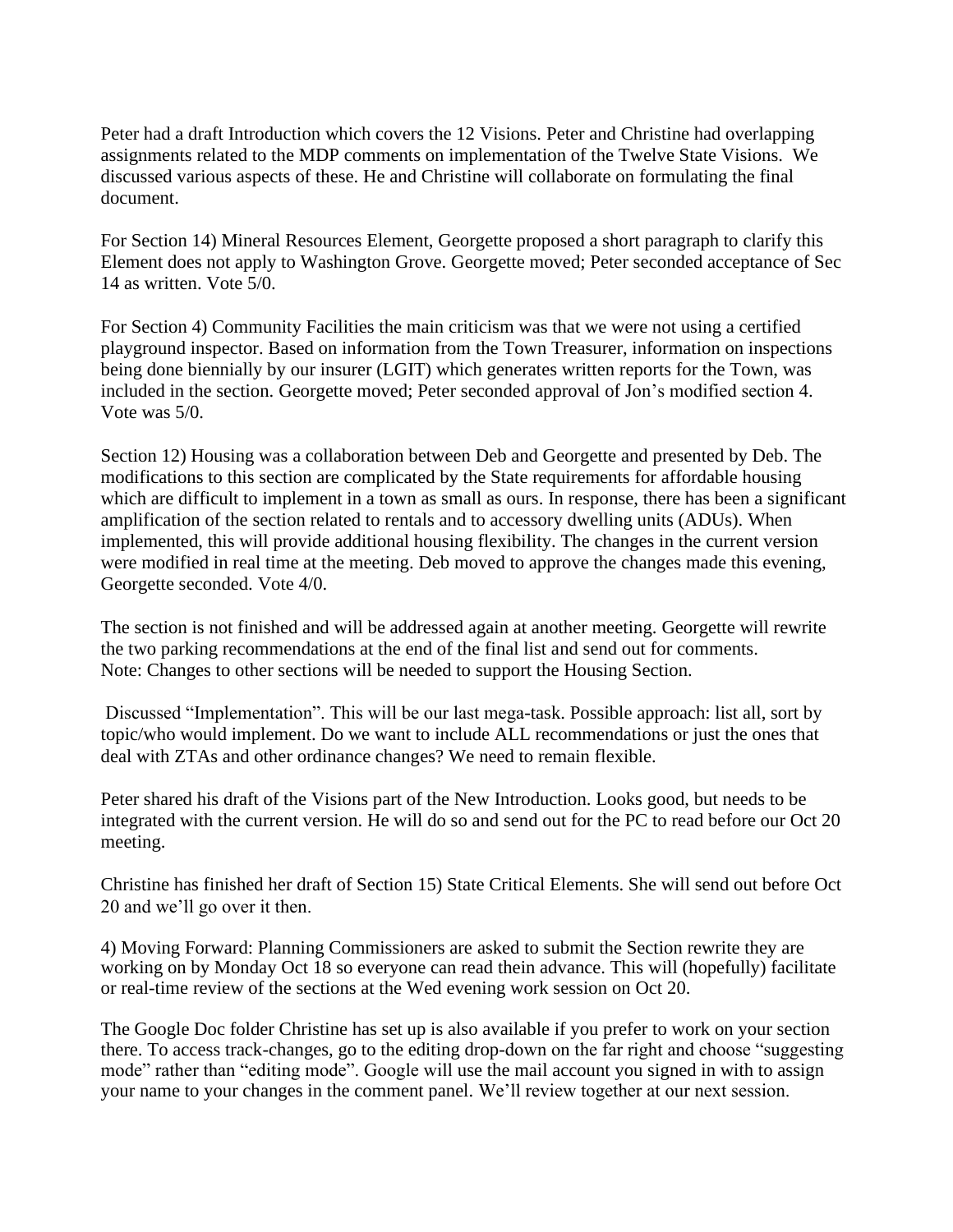Peter had a draft Introduction which covers the 12 Visions. Peter and Christine had overlapping assignments related to the MDP comments on implementation of the Twelve State Visions. We discussed various aspects of these. He and Christine will collaborate on formulating the final document.

For Section 14) Mineral Resources Element, Georgette proposed a short paragraph to clarify this Element does not apply to Washington Grove. Georgette moved; Peter seconded acceptance of Sec 14 as written. Vote 5/0.

For Section 4) Community Facilities the main criticism was that we were not using a certified playground inspector. Based on information from the Town Treasurer, information on inspections being done biennially by our insurer (LGIT) which generates written reports for the Town, was included in the section. Georgette moved; Peter seconded approval of Jon's modified section 4. Vote was 5/0.

Section 12) Housing was a collaboration between Deb and Georgette and presented by Deb. The modifications to this section are complicated by the State requirements for affordable housing which are difficult to implement in a town as small as ours. In response, there has been a significant amplification of the section related to rentals and to accessory dwelling units (ADUs). When implemented, this will provide additional housing flexibility. The changes in the current version were modified in real time at the meeting. Deb moved to approve the changes made this evening, Georgette seconded. Vote 4/0.

The section is not finished and will be addressed again at another meeting. Georgette will rewrite the two parking recommendations at the end of the final list and send out for comments.
Note: Changes to other sections will be needed to support the Housing Section.

Discussed "Implementation". This will be our last mega-task. Possible approach: list all, sort by topic/who would implement. Do we want to include ALL recommendations or just the ones that deal with ZTAs and other ordinance changes? We need to remain flexible.

Peter shared his draft of the Visions part of the New Introduction. Looks good, but needs to be integrated with the current version. He will do so and send out for the PC to read before our Oct 20 meeting.

Christine has finished her draft of Section 15) State Critical Elements. She will send out before Oct 20 and we'll go over it then.

4) Moving Forward: Planning Commissioners are asked to submit the Section rewrite they are working on by Monday Oct 18 so everyone can read thein advance. This will (hopefully) facilitate or real-time review of the sections at the Wed evening work session on Oct 20.

The Google Doc folder Christine has set up is also available if you prefer to work on your section there. To access track-changes, go to the editing drop-down on the far right and choose "suggesting mode" rather than "editing mode". Google will use the mail account you signed in with to assign your name to your changes in the comment panel. We'll review together at our next session.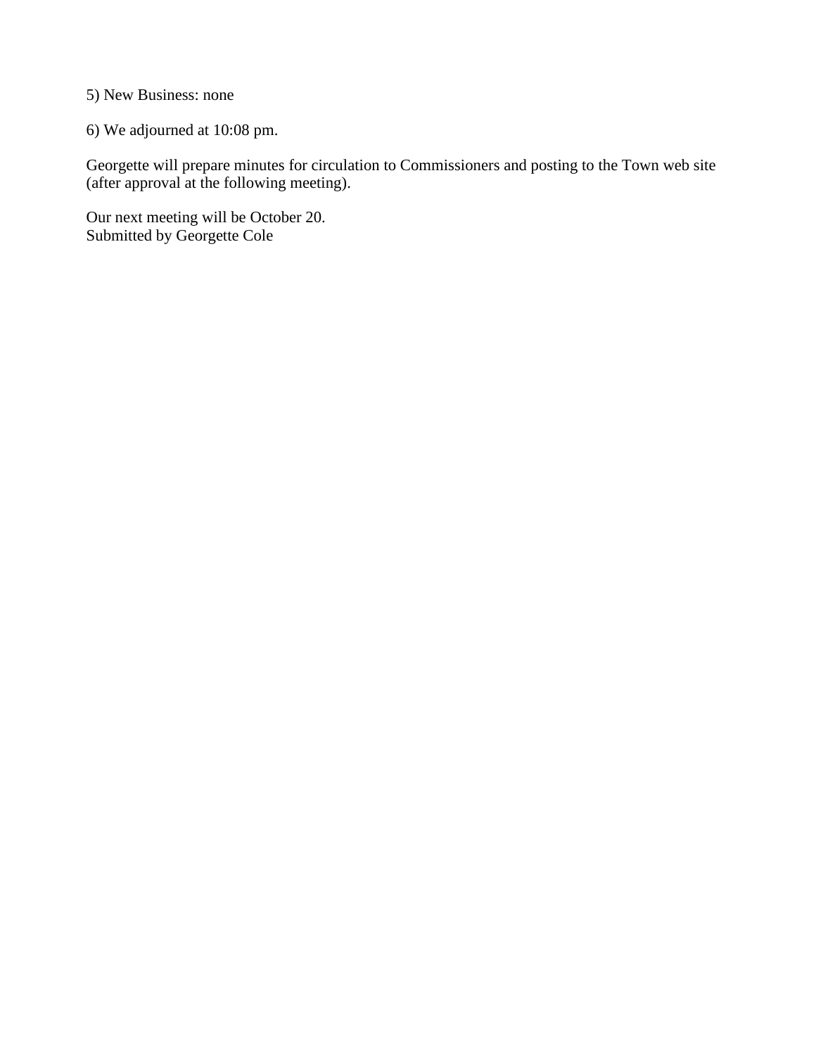5) New Business: none

6) We adjourned at 10:08 pm.

Georgette will prepare minutes for circulation to Commissioners and posting to the Town web site (after approval at the following meeting).

Our next meeting will be October 20.
Submitted by Georgette Cole